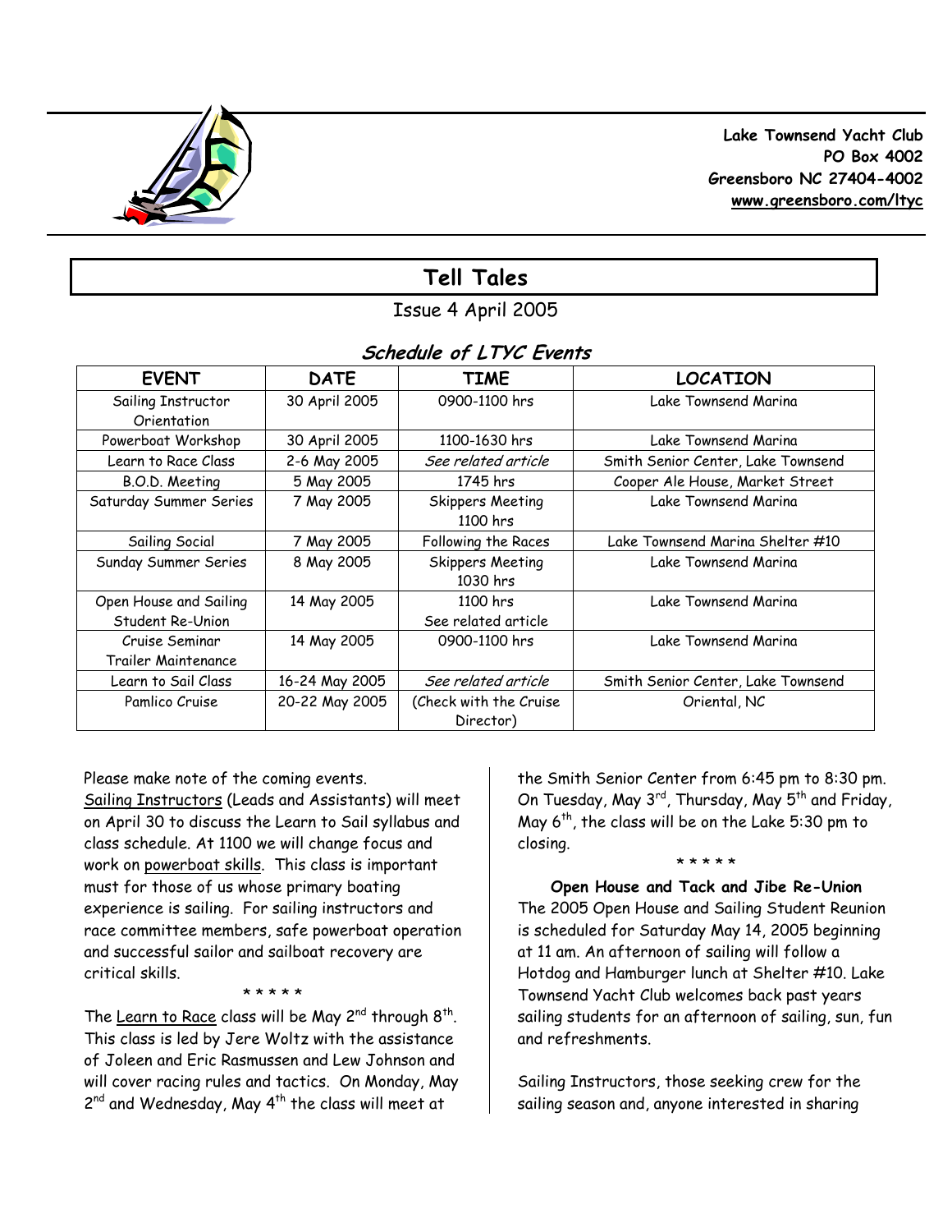**Lake Townsend Yacht Club**
**PO Box 4002**
**Greensboro NC 27404-4002**
**www.greensboro.com/ltyc**

# Tell Tales

Issue 4 April 2005

## *Schedule of LTYC Events*

| EVENT | DATE | TIME | LOCATION |
|---|---|---|---|
| Sailing Instructor Orientation | 30 April 2005 | 0900-1100 hrs | Lake Townsend Marina |
| Powerboat Workshop | 30 April 2005 | 1100-1630 hrs | Lake Townsend Marina |
| Learn to Race Class | 2-6 May 2005 | *See related article* | Smith Senior Center, Lake Townsend |
| B.O.D. Meeting | 5 May 2005 | 1745 hrs | Cooper Ale House, Market Street |
| Saturday Summer Series | 7 May 2005 | Skippers Meeting 1100 hrs | Lake Townsend Marina |
| Sailing Social | 7 May 2005 | Following the Races | Lake Townsend Marina Shelter #10 |
| Sunday Summer Series | 8 May 2005 | Skippers Meeting 1030 hrs | Lake Townsend Marina |
| Open House and Sailing Student Re-Union | 14 May 2005 | 1100 hrs See related article | Lake Townsend Marina |
| Cruise Seminar Trailer Maintenance | 14 May 2005 | 0900-1100 hrs | Lake Townsend Marina |
| Learn to Sail Class | 16-24 May 2005 | *See related article* | Smith Senior Center, Lake Townsend |
| Pamlico Cruise | 20-22 May 2005 | (Check with the Cruise Director) | Oriental, NC |

Please make note of the coming events.
Sailing Instructors (Leads and Assistants) will meet on April 30 to discuss the Learn to Sail syllabus and class schedule. At 1100 we will change focus and work on powerboat skills. This class is important must for those of us whose primary boating experience is sailing. For sailing instructors and race committee members, safe powerboat operation and successful sailor and sailboat recovery are critical skills.

\* \* \* \* \*

The Learn to Race class will be May 2nd through 8th. This class is led by Jere Woltz with the assistance of Joleen and Eric Rasmussen and Lew Johnson and will cover racing rules and tactics. On Monday, May 2nd and Wednesday, May 4th the class will meet at the Smith Senior Center from 6:45 pm to 8:30 pm. On Tuesday, May 3rd, Thursday, May 5th and Friday, May 6th, the class will be on the Lake 5:30 pm to closing.

\* \* \* \* \*

**Open House and Tack and Jibe Re-Union**

The 2005 Open House and Sailing Student Reunion is scheduled for Saturday May 14, 2005 beginning at 11 am. An afternoon of sailing will follow a Hotdog and Hamburger lunch at Shelter #10. Lake Townsend Yacht Club welcomes back past years sailing students for an afternoon of sailing, sun, fun and refreshments.

Sailing Instructors, those seeking crew for the sailing season and, anyone interested in sharing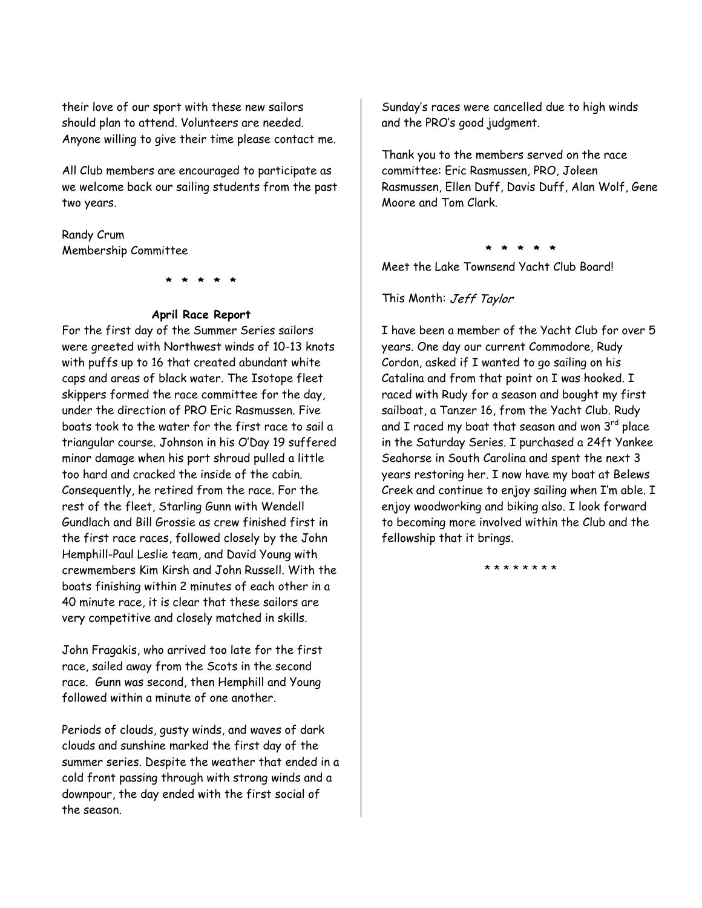their love of our sport with these new sailors should plan to attend. Volunteers are needed. Anyone willing to give their time please contact me.

All Club members are encouraged to participate as we welcome back our sailing students from the past two years.

Randy Crum
Membership Committee

\* \* \* \* \*

### April Race Report

For the first day of the Summer Series sailors were greeted with Northwest winds of 10-13 knots with puffs up to 16 that created abundant white caps and areas of black water. The Isotope fleet skippers formed the race committee for the day, under the direction of PRO Eric Rasmussen. Five boats took to the water for the first race to sail a triangular course. Johnson in his O'Day 19 suffered minor damage when his port shroud pulled a little too hard and cracked the inside of the cabin. Consequently, he retired from the race. For the rest of the fleet, Starling Gunn with Wendell Gundlach and Bill Grossie as crew finished first in the first race races, followed closely by the John Hemphill-Paul Leslie team, and David Young with crewmembers Kim Kirsh and John Russell. With the boats finishing within 2 minutes of each other in a 40 minute race, it is clear that these sailors are very competitive and closely matched in skills.

John Fragakis, who arrived too late for the first race, sailed away from the Scots in the second race. Gunn was second, then Hemphill and Young followed within a minute of one another.

Periods of clouds, gusty winds, and waves of dark clouds and sunshine marked the first day of the summer series. Despite the weather that ended in a cold front passing through with strong winds and a downpour, the day ended with the first social of the season.

Sunday's races were cancelled due to high winds and the PRO's good judgment.

Thank you to the members served on the race committee: Eric Rasmussen, PRO, Joleen Rasmussen, Ellen Duff, Davis Duff, Alan Wolf, Gene Moore and Tom Clark.

\* \* \* \* \*

Meet the Lake Townsend Yacht Club Board!

This Month: *Jeff Taylor*

I have been a member of the Yacht Club for over 5 years. One day our current Commodore, Rudy Cordon, asked if I wanted to go sailing on his Catalina and from that point on I was hooked. I raced with Rudy for a season and bought my first sailboat, a Tanzer 16, from the Yacht Club. Rudy and I raced my boat that season and won 3rd place in the Saturday Series. I purchased a 24ft Yankee Seahorse in South Carolina and spent the next 3 years restoring her. I now have my boat at Belews Creek and continue to enjoy sailing when I'm able. I enjoy woodworking and biking also. I look forward to becoming more involved within the Club and the fellowship that it brings.

\* \* \* \* \* \* \* \*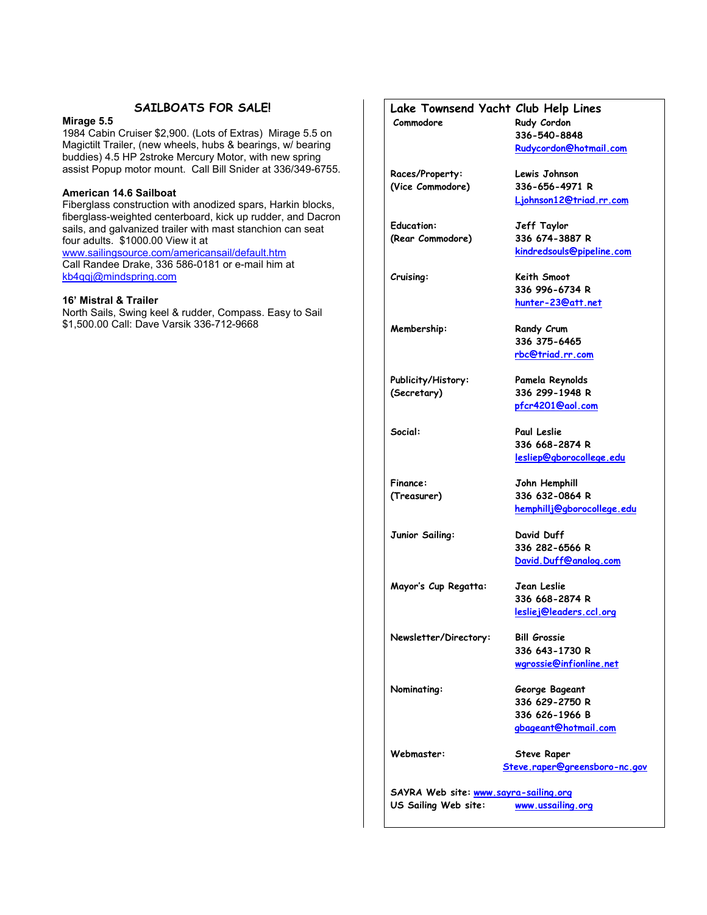## SAILBOATS FOR SALE!

**Mirage 5.5**
1984 Cabin Cruiser $2,900. (Lots of Extras) Mirage 5.5 on Magictilt Trailer, (new wheels, hubs & bearings, w/ bearing buddies) 4.5 HP 2stroke Mercury Motor, with new spring assist Popup motor mount. Call Bill Snider at 336/349-6755.

**American 14.6 Sailboat**
Fiberglass construction with anodized spars, Harkin blocks, fiberglass-weighted centerboard, kick up rudder, and Dacron sails, and galvanized trailer with mast stanchion can seat four adults. $1000.00 View it at www.sailingsource.com/americansail/default.htm
Call Randee Drake, 336 586-0181 or e-mail him at kb4qqj@mindspring.com

**16' Mistral & Trailer**
North Sails, Swing keel & rudder, Compass. Easy to Sail
$1,500.00 Call: Dave Varsik 336-712-9668

## Lake Townsend Yacht Club Help Lines

| Position | Contact |
|---|---|
| Commodore | Rudy Cordon<br>336-540-8848<br>Rudycordon@hotmail.com |
| Races/Property:<br>(Vice Commodore) | Lewis Johnson<br>336-656-4971 R<br>Ljohnson12@triad.rr.com |
| Education:<br>(Rear Commodore) | Jeff Taylor<br>336 674-3887 R<br>kindredsouls@pipeline.com |
| Cruising: | Keith Smoot<br>336 996-6734 R<br>hunter-23@att.net |
| Membership: | Randy Crum<br>336 375-6465<br>rbc@triad.rr.com |
| Publicity/History:<br>(Secretary) | Pamela Reynolds<br>336 299-1948 R<br>pfcr4201@aol.com |
| Social: | Paul Leslie<br>336 668-2874 R<br>lesliep@gborocollege.edu |
| Finance:<br>(Treasurer) | John Hemphill<br>336 632-0864 R<br>hemphillj@gborocollege.edu |
| Junior Sailing: | David Duff<br>336 282-6566 R<br>David.Duff@analog.com |
| Mayor's Cup Regatta: | Jean Leslie<br>336 668-2874 R<br>lesliej@leaders.ccl.org |
| Newsletter/Directory: | Bill Grossie<br>336 643-1730 R<br>wgrossie@infionline.net |
| Nominating: | George Bageant<br>336 629-2750 R<br>336 626-1966 B<br>gbageant@hotmail.com |
| Webmaster: | Steve Raper<br>Steve.raper@greensboro-nc.gov |

SAYRA Web site: www.sayra-sailing.org
US Sailing Web site: www.ussailing.org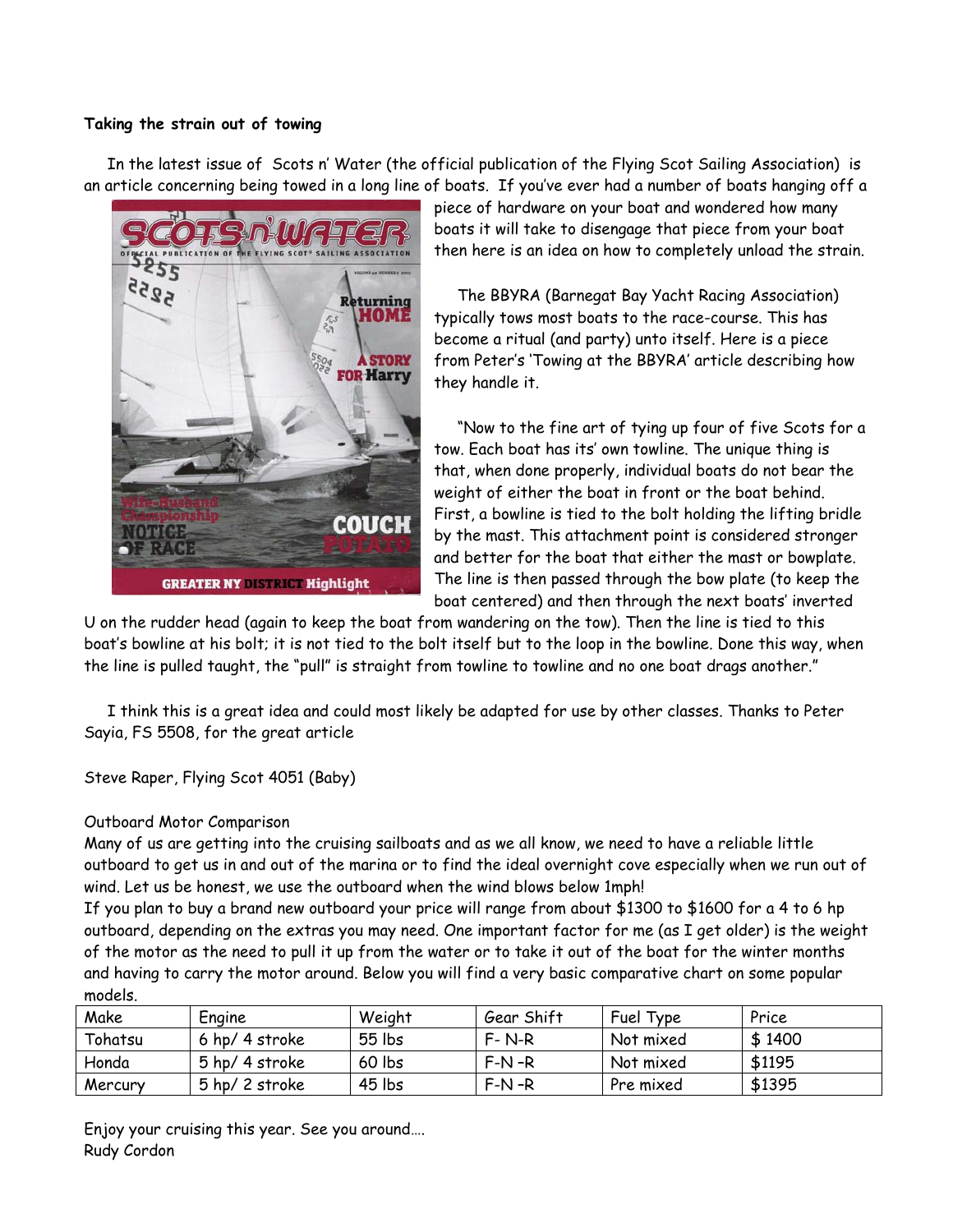**Taking the strain out of towing**

In the latest issue of Scots n' Water (the official publication of the Flying Scot Sailing Association) is an article concerning being towed in a long line of boats. If you've ever had a number of boats hanging off a piece of hardware on your boat and wondered how many boats it will take to disengage that piece from your boat then here is an idea on how to completely unload the strain.

The BBYRA (Barnegat Bay Yacht Racing Association) typically tows most boats to the race-course. This has become a ritual (and party) unto itself. Here is a piece from Peter's 'Towing at the BBYRA' article describing how they handle it.

"Now to the fine art of tying up four of five Scots for a tow. Each boat has its' own towline. The unique thing is that, when done properly, individual boats do not bear the weight of either the boat in front or the boat behind. First, a bowline is tied to the bolt holding the lifting bridle by the mast. This attachment point is considered stronger and better for the boat that either the mast or bowplate. The line is then passed through the bow plate (to keep the boat centered) and then through the next boats' inverted U on the rudder head (again to keep the boat from wandering on the tow). Then the line is tied to this boat's bowline at his bolt; it is not tied to the bolt itself but to the loop in the bowline. Done this way, when the line is pulled taught, the "pull" is straight from towline to towline and no one boat drags another."

I think this is a great idea and could most likely be adapted for use by other classes. Thanks to Peter Sayia, FS 5508, for the great article

Steve Raper, Flying Scot 4051 (Baby)

Outboard Motor Comparison

Many of us are getting into the cruising sailboats and as we all know, we need to have a reliable little outboard to get us in and out of the marina or to find the ideal overnight cove especially when we run out of wind. Let us be honest, we use the outboard when the wind blows below 1mph!

If you plan to buy a brand new outboard your price will range from about $1300 to $1600 for a 4 to 6 hp outboard, depending on the extras you may need. One important factor for me (as I get older) is the weight of the motor as the need to pull it up from the water or to take it out of the boat for the winter months and having to carry the motor around. Below you will find a very basic comparative chart on some popular models.

| Make | Engine | Weight | Gear Shift | Fuel Type | Price |
|---|---|---|---|---|---|
| Tohatsu | 6 hp/ 4 stroke | 55 lbs | F- N-R | Not mixed | $ 1400 |
| Honda | 5 hp/ 4 stroke | 60 lbs | F-N -R | Not mixed | $1195 |
| Mercury | 5 hp/ 2 stroke | 45 lbs | F-N -R | Pre mixed | $1395 |

Enjoy your cruising this year. See you around….
Rudy Cordon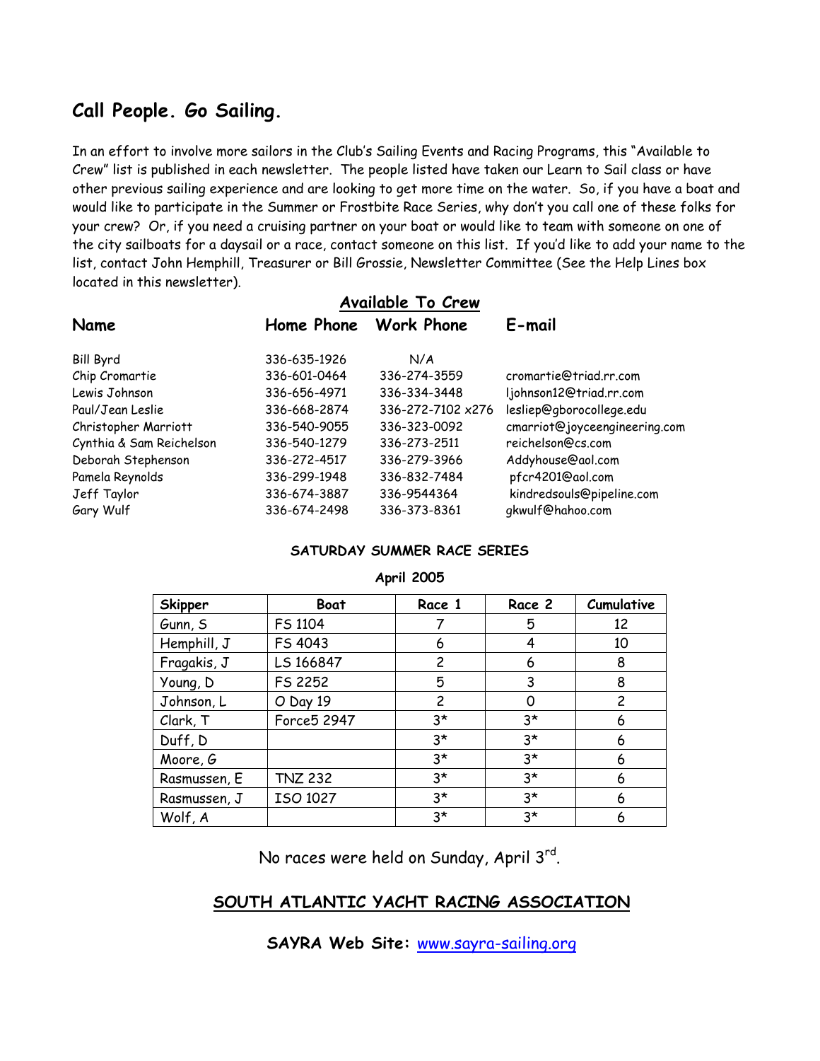## Call People. Go Sailing.

In an effort to involve more sailors in the Club's Sailing Events and Racing Programs, this "Available to Crew" list is published in each newsletter. The people listed have taken our Learn to Sail class or have other previous sailing experience and are looking to get more time on the water. So, if you have a boat and would like to participate in the Summer or Frostbite Race Series, why don't you call one of these folks for your crew? Or, if you need a cruising partner on your boat or would like to team with someone on one of the city sailboats for a daysail or a race, contact someone on this list. If you'd like to add your name to the list, contact John Hemphill, Treasurer or Bill Grossie, Newsletter Committee (See the Help Lines box located in this newsletter).

### Available To Crew

| Name | Home Phone | Work Phone | E-mail |
|---|---|---|---|
| Bill Byrd | 336-635-1926 | N/A | |
| Chip Cromartie | 336-601-0464 | 336-274-3559 | cromartie@triad.rr.com |
| Lewis Johnson | 336-656-4971 | 336-334-3448 | ljohnson12@triad.rr.com |
| Paul/Jean Leslie | 336-668-2874 | 336-272-7102 x276 | lesliep@gborocollege.edu |
| Christopher Marriott | 336-540-9055 | 336-323-0092 | cmarriot@joyceengineering.com |
| Cynthia & Sam Reichelson | 336-540-1279 | 336-273-2511 | reichelson@cs.com |
| Deborah Stephenson | 336-272-4517 | 336-279-3966 | Addyhouse@aol.com |
| Pamela Reynolds | 336-299-1948 | 336-832-7484 | pfcr4201@aol.com |
| Jeff Taylor | 336-674-3887 | 336-9544364 | kindredsouls@pipeline.com |
| Gary Wulf | 336-674-2498 | 336-373-8361 | gkwulf@hahoo.com |

**SATURDAY SUMMER RACE SERIES**

**April 2005**

| Skipper | Boat | Race 1 | Race 2 | Cumulative |
|---|---|---|---|---|
| Gunn, S | FS 1104 | 7 | 5 | 12 |
| Hemphill, J | FS 4043 | 6 | 4 | 10 |
| Fragakis, J | LS 166847 | 2 | 6 | 8 |
| Young, D | FS 2252 | 5 | 3 | 8 |
| Johnson, L | O Day 19 | 2 | 0 | 2 |
| Clark, T | Force5 2947 | 3* | 3* | 6 |
| Duff, D | | 3* | 3* | 6 |
| Moore, G | | 3* | 3* | 6 |
| Rasmussen, E | TNZ 232 | 3* | 3* | 6 |
| Rasmussen, J | ISO 1027 | 3* | 3* | 6 |
| Wolf, A | | 3* | 3* | 6 |

No races were held on Sunday, April 3rd.

## SOUTH ATLANTIC YACHT RACING ASSOCIATION

**SAYRA Web Site:** www.sayra-sailing.org